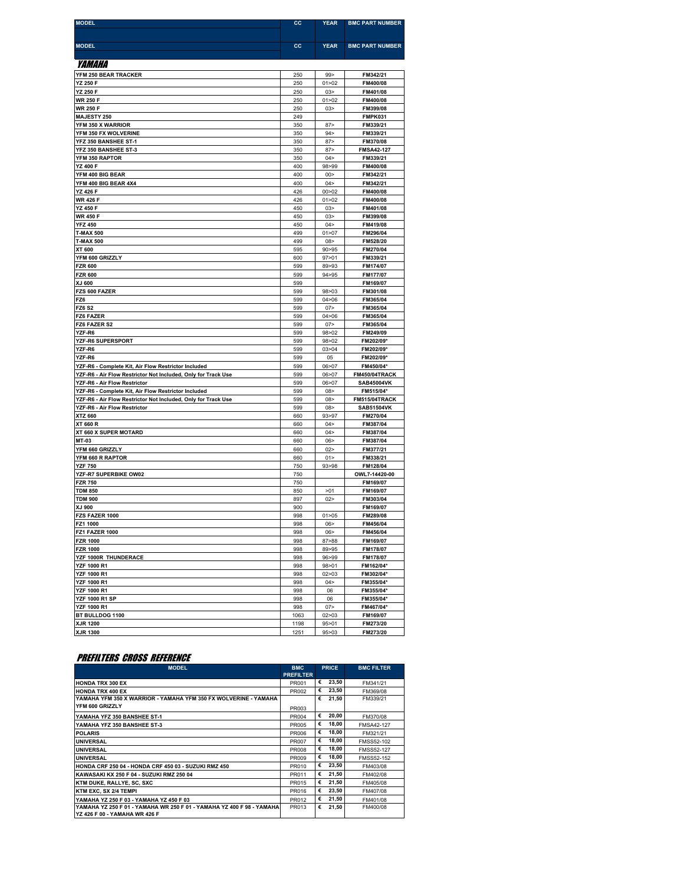| MODEL | CC | YEAR | BMC PART NUMBER |
|---|---|---|---|
| MODEL | CC | YEAR | BMC PART NUMBER |

## YAMAHA

| MODEL | CC | YEAR | BMC PART NUMBER |
|---|---|---|---|
| YFM 250 BEAR TRACKER | 250 | 99> | FM342/21 |
| YZ 250 F | 250 | 01>02 | FM400/08 |
| YZ 250 F | 250 | 03> | FM401/08 |
| WR 250 F | 250 | 01>02 | FM400/08 |
| WR 250 F | 250 | 03> | FM399/08 |
| MAJESTY 250 | 249 | | FMPK031 |
| YFM 350 X WARRIOR | 350 | 87> | FM339/21 |
| YFM 350 FX WOLVERINE | 350 | 94> | FM339/21 |
| YFZ 350 BANSHEE ST-1 | 350 | 87> | FM370/08 |
| YFZ 350 BANSHEE ST-3 | 350 | 87> | FMSA42-127 |
| YFM 350 RAPTOR | 350 | 04> | FM339/21 |
| YZ 400 F | 400 | 98>99 | FM400/08 |
| YFM 400 BIG BEAR | 400 | 00> | FM342/21 |
| YFM 400 BIG BEAR 4X4 | 400 | 04> | FM342/21 |
| YZ 426 F | 426 | 00>02 | FM400/08 |
| WR 426 F | 426 | 01>02 | FM400/08 |
| YZ 450 F | 450 | 03> | FM401/08 |
| WR 450 F | 450 | 03> | FM399/08 |
| YFZ 450 | 450 | 04> | FM419/08 |
| T-MAX 500 | 499 | 01>07 | FM296/04 |
| T-MAX 500 | 499 | 08> | FM528/20 |
| XT 600 | 595 | 90>95 | FM270/04 |
| YFM 600 GRIZZLY | 600 | 97>01 | FM339/21 |
| FZR 600 | 599 | 89>93 | FM174/07 |
| FZR 600 | 599 | 94>95 | FM177/07 |
| XJ 600 | 599 | | FM169/07 |
| FZS 600 FAZER | 599 | 98>03 | FM301/08 |
| FZ6 | 599 | 04>06 | FM365/04 |
| FZ6 S2 | 599 | 07> | FM365/04 |
| FZ6 FAZER | 599 | 04>06 | FM365/04 |
| FZ6 FAZER S2 | 599 | 07> | FM365/04 |
| YZF-R6 | 599 | 98>02 | FM249/09 |
| YZF-R6 SUPERSPORT | 599 | 98>02 | FM202/09* |
| YZF-R6 | 599 | 03>04 | FM202/09* |
| YZF-R6 | 599 | 05 | FM202/09* |
| YZF-R6 - Complete Kit, Air Flow Restrictor Included | 599 | 06>07 | FM450/04* |
| YZF-R6 - Air Flow Restrictor Not Included, Only for Track Use | 599 | 06>07 | FM450/04TRACK |
| YZF-R6 - Air Flow Restrictor | 599 | 06>07 | SAB45004VK |
| YZF-R6 - Complete Kit, Air Flow Restrictor Included | 599 | 08> | FM515/04* |
| YZF-R6 - Air Flow Restrictor Not Included, Only for Track Use | 599 | 08> | FM515/04TRACK |
| YZF-R6 - Air Flow Restrictor | 599 | 08> | SAB51504VK |
| XTZ 660 | 660 | 93>97 | FM270/04 |
| XT 660 R | 660 | 04> | FM387/04 |
| XT 660 X SUPER MOTARD | 660 | 04> | FM387/04 |
| MT-03 | 660 | 06> | FM387/04 |
| YFM 660 GRIZZLY | 660 | 02> | FM377/21 |
| YFM 660 R RAPTOR | 660 | 01> | FM338/21 |
| YZF 750 | 750 | 93>98 | FM128/04 |
| YZF-R7 SUPERBIKE OW02 | 750 | | OWL7-14420-00 |
| FZR 750 | 750 | | FM169/07 |
| TDM 850 | 850 | >01 | FM169/07 |
| TDM 900 | 897 | 02> | FM303/04 |
| XJ 900 | 900 | | FM169/07 |
| FZS FAZER 1000 | 998 | 01>05 | FM289/08 |
| FZ1 1000 | 998 | 06> | FM456/04 |
| FZ1 FAZER 1000 | 998 | 06> | FM456/04 |
| FZR 1000 | 998 | 87>88 | FM169/07 |
| FZR 1000 | 998 | 89>95 | FM178/07 |
| YZF 1000R THUNDERACE | 998 | 96>99 | FM178/07 |
| YZF 1000 R1 | 998 | 98>01 | FM162/04* |
| YZF 1000 R1 | 998 | 02>03 | FM302/04* |
| YZF 1000 R1 | 998 | 04> | FM355/04* |
| YZF 1000 R1 | 998 | 06 | FM355/04* |
| YZF 1000 R1 SP | 998 | 06 | FM355/04* |
| YZF 1000 R1 | 998 | 07> | FM467/04* |
| BT BULLDOG 1100 | 1063 | 02>03 | FM169/07 |
| XJR 1200 | 1198 | 95>01 | FM273/20 |
| XJR 1300 | 1251 | 95>03 | FM273/20 |

## PREFILTERS CROSS REFERENCE

| MODEL | BMC PREFILTER | PRICE | BMC FILTER |
|---|---|---|---|
| HONDA TRX 300 EX | PR001 | € 23,50 | FM341/21 |
| HONDA TRX 400 EX | PR002 | € 23,50 | FM369/08 |
| YAMAHA YFM 350 X WARRIOR - YAMAHA YFM 350 FX WOLVERINE - YAMAHA YFM 600 GRIZZLY | PR003 | € 21,50 | FM339/21 |
| YAMAHA YFZ 350 BANSHEE ST-1 | PR004 | € 20,00 | FM370/08 |
| YAMAHA YFZ 350 BANSHEE ST-3 | PR005 | € 18,00 | FMSA42-127 |
| POLARIS | PR006 | € 18,00 | FM321/21 |
| UNIVERSAL | PR007 | € 18,00 | FMSS52-102 |
| UNIVERSAL | PR008 | € 18,00 | FMSS52-127 |
| UNIVERSAL | PR009 | € 18,00 | FMSS52-152 |
| HONDA CRF 250 04 - HONDA CRF 450 03 - SUZUKI RMZ 450 | PR010 | € 23,50 | FM403/08 |
| KAWASAKI KX 250 F 04 - SUZUKI RMZ 250 04 | PR011 | € 21,50 | FM402/08 |
| KTM DUKE, RALLYE, SC, SXC | PR015 | € 21,50 | FM405/08 |
| KTM EXC, SX 2/4 TEMPI | PR016 | € 23,50 | FM407/08 |
| YAMAHA YZ 250 F 03 - YAMAHA YZ 450 F 03 | PR012 | € 21,50 | FM401/08 |
| YAMAHA YZ 250 F 01 - YAMAHA WR 250 F 01 - YAMAHA YZ 400 F 98 - YAMAHA YZ 426 F 00 - YAMAHA WR 426 F | PR013 | € 21,50 | FM400/08 |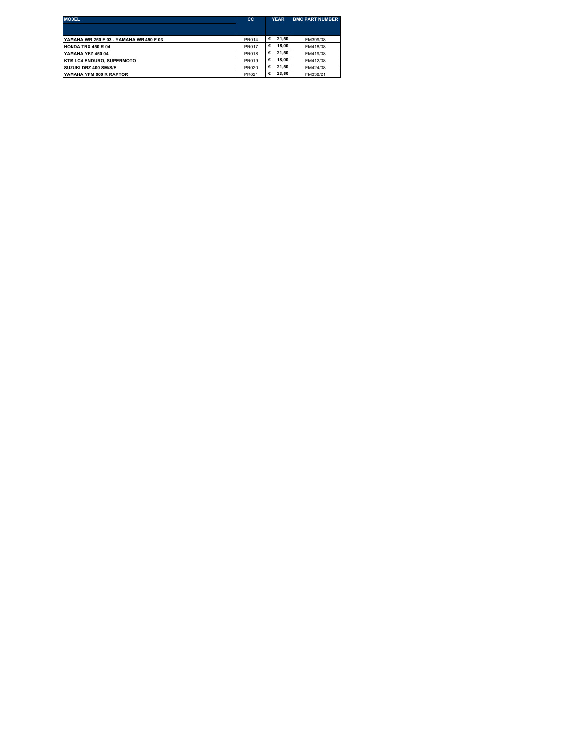| MODEL | CC | YEAR | BMC PART NUMBER |
|---|---|---|---|
| | | | |
| YAMAHA WR 250 F 03 - YAMAHA WR 450 F 03 | PR014 | € 21,50 | FM399/08 |
| HONDA TRX 450 R 04 | PR017 | € 18,00 | FM418/08 |
| YAMAHA YFZ 450 04 | PR018 | € 21,50 | FM419/08 |
| KTM LC4 ENDURO, SUPERMOTO | PR019 | € 18,00 | FM412/08 |
| SUZUKI DRZ 400 SM/S/E | PR020 | € 21,50 | FM424/08 |
| YAMAHA YFM 660 R RAPTOR | PR021 | € 23,50 | FM338/21 |